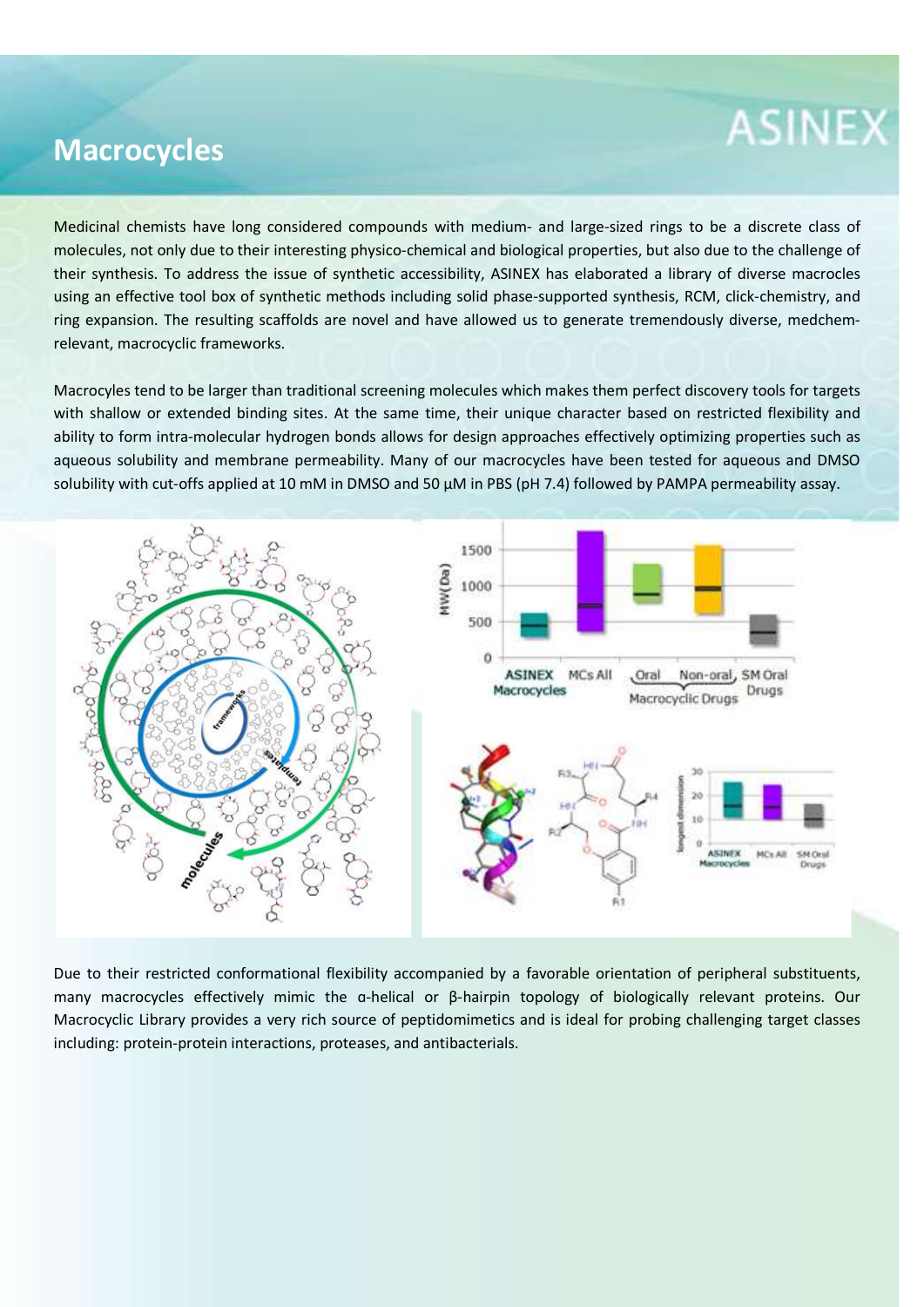# Macrocycles

ASINEX

Medicinal chemists have long considered compounds with medium- and large-sized rings to be a discrete class of molecules, not only due to their interesting physico-chemical and biological properties, but also due to the challenge of their synthesis. To address the issue of synthetic accessibility, ASINEX has elaborated a library of diverse macrocles using an effective tool box of synthetic methods including solid phase-supported synthesis, RCM, click-chemistry, and ring expansion. The resulting scaffolds are novel and have allowed us to generate tremendously diverse, medchem-relevant, macrocyclic frameworks.

Macrocyles tend to be larger than traditional screening molecules which makes them perfect discovery tools for targets with shallow or extended binding sites. At the same time, their unique character based on restricted flexibility and ability to form intra-molecular hydrogen bonds allows for design approaches effectively optimizing properties such as aqueous solubility and membrane permeability. Many of our macrocycles have been tested for aqueous and DMSO solubility with cut-offs applied at 10 mM in DMSO and 50 µM in PBS (pH 7.4) followed by PAMPA permeability assay.

frameworks
templates
molecules

MW(Da)
1500
1000
500
0
ASINEX Macrocycles
MCs All
Oral
Non-oral
Macrocyclic Drugs
SM Oral Drugs

R3
HN
HN
R2
R4
NH
R1

longest dimension
30
20
10
0
ASINEX Macrocycles
MCs All
SM Oral Drugs

Due to their restricted conformational flexibility accompanied by a favorable orientation of peripheral substituents, many macrocycles effectively mimic the α-helical or β-hairpin topology of biologically relevant proteins. Our Macrocyclic Library provides a very rich source of peptidomimetics and is ideal for probing challenging target classes including: protein-protein interactions, proteases, and antibacterials.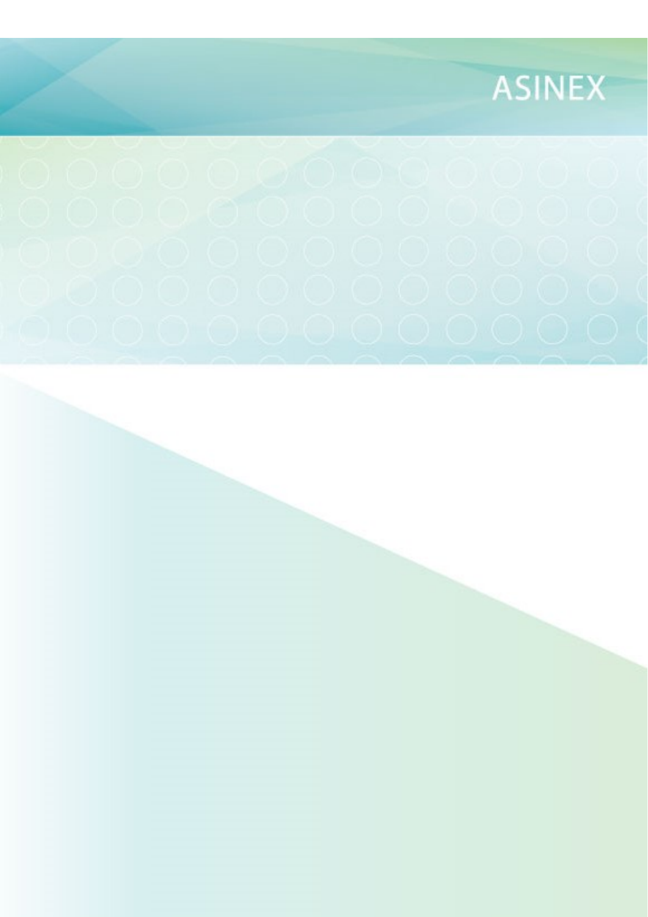ASINEX